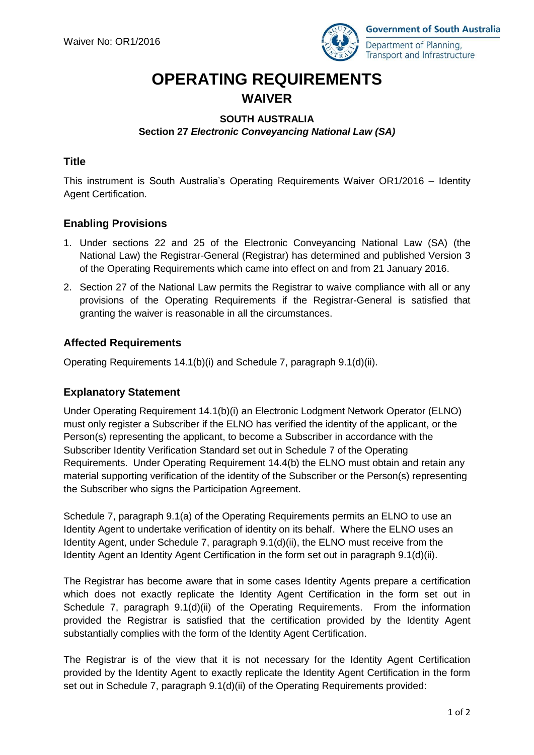Waiver No: OR1/2016

Government of South Australia
Department of Planning, Transport and Infrastructure

# OPERATING REQUIREMENTS

## WAIVER

**SOUTH AUSTRALIA**
**Section 27 *Electronic Conveyancing National Law (SA)***

### Title

This instrument is South Australia's Operating Requirements Waiver OR1/2016 – Identity Agent Certification.

### Enabling Provisions

1. Under sections 22 and 25 of the Electronic Conveyancing National Law (SA) (the National Law) the Registrar-General (Registrar) has determined and published Version 3 of the Operating Requirements which came into effect on and from 21 January 2016.
2. Section 27 of the National Law permits the Registrar to waive compliance with all or any provisions of the Operating Requirements if the Registrar-General is satisfied that granting the waiver is reasonable in all the circumstances.

### Affected Requirements

Operating Requirements 14.1(b)(i) and Schedule 7, paragraph 9.1(d)(ii).

### Explanatory Statement

Under Operating Requirement 14.1(b)(i) an Electronic Lodgment Network Operator (ELNO) must only register a Subscriber if the ELNO has verified the identity of the applicant, or the Person(s) representing the applicant, to become a Subscriber in accordance with the Subscriber Identity Verification Standard set out in Schedule 7 of the Operating Requirements. Under Operating Requirement 14.4(b) the ELNO must obtain and retain any material supporting verification of the identity of the Subscriber or the Person(s) representing the Subscriber who signs the Participation Agreement.

Schedule 7, paragraph 9.1(a) of the Operating Requirements permits an ELNO to use an Identity Agent to undertake verification of identity on its behalf. Where the ELNO uses an Identity Agent, under Schedule 7, paragraph 9.1(d)(ii), the ELNO must receive from the Identity Agent an Identity Agent Certification in the form set out in paragraph 9.1(d)(ii).

The Registrar has become aware that in some cases Identity Agents prepare a certification which does not exactly replicate the Identity Agent Certification in the form set out in Schedule 7, paragraph 9.1(d)(ii) of the Operating Requirements. From the information provided the Registrar is satisfied that the certification provided by the Identity Agent substantially complies with the form of the Identity Agent Certification.

The Registrar is of the view that it is not necessary for the Identity Agent Certification provided by the Identity Agent to exactly replicate the Identity Agent Certification in the form set out in Schedule 7, paragraph 9.1(d)(ii) of the Operating Requirements provided: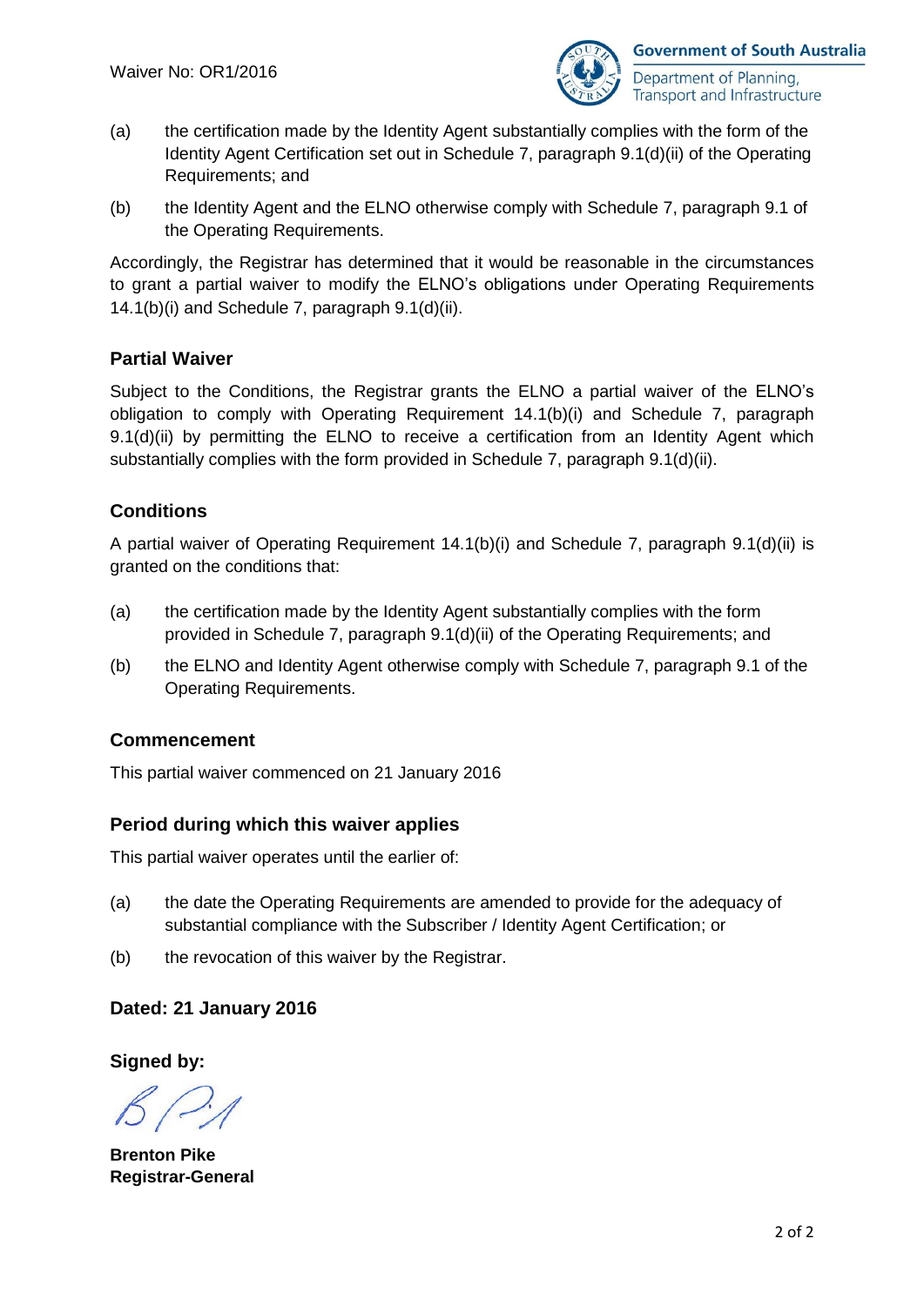Waiver No: OR1/2016

(a) the certification made by the Identity Agent substantially complies with the form of the Identity Agent Certification set out in Schedule 7, paragraph 9.1(d)(ii) of the Operating Requirements; and

(b) the Identity Agent and the ELNO otherwise comply with Schedule 7, paragraph 9.1 of the Operating Requirements.

Accordingly, the Registrar has determined that it would be reasonable in the circumstances to grant a partial waiver to modify the ELNO's obligations under Operating Requirements 14.1(b)(i) and Schedule 7, paragraph 9.1(d)(ii).

## Partial Waiver

Subject to the Conditions, the Registrar grants the ELNO a partial waiver of the ELNO's obligation to comply with Operating Requirement 14.1(b)(i) and Schedule 7, paragraph 9.1(d)(ii) by permitting the ELNO to receive a certification from an Identity Agent which substantially complies with the form provided in Schedule 7, paragraph 9.1(d)(ii).

## Conditions

A partial waiver of Operating Requirement 14.1(b)(i) and Schedule 7, paragraph 9.1(d)(ii) is granted on the conditions that:

(a) the certification made by the Identity Agent substantially complies with the form provided in Schedule 7, paragraph 9.1(d)(ii) of the Operating Requirements; and

(b) the ELNO and Identity Agent otherwise comply with Schedule 7, paragraph 9.1 of the Operating Requirements.

## Commencement

This partial waiver commenced on 21 January 2016

## Period during which this waiver applies

This partial waiver operates until the earlier of:

(a) the date the Operating Requirements are amended to provide for the adequacy of substantial compliance with the Subscriber / Identity Agent Certification; or

(b) the revocation of this waiver by the Registrar.

**Dated: 21 January 2016**

**Signed by:**

**Brenton Pike**
**Registrar-General**